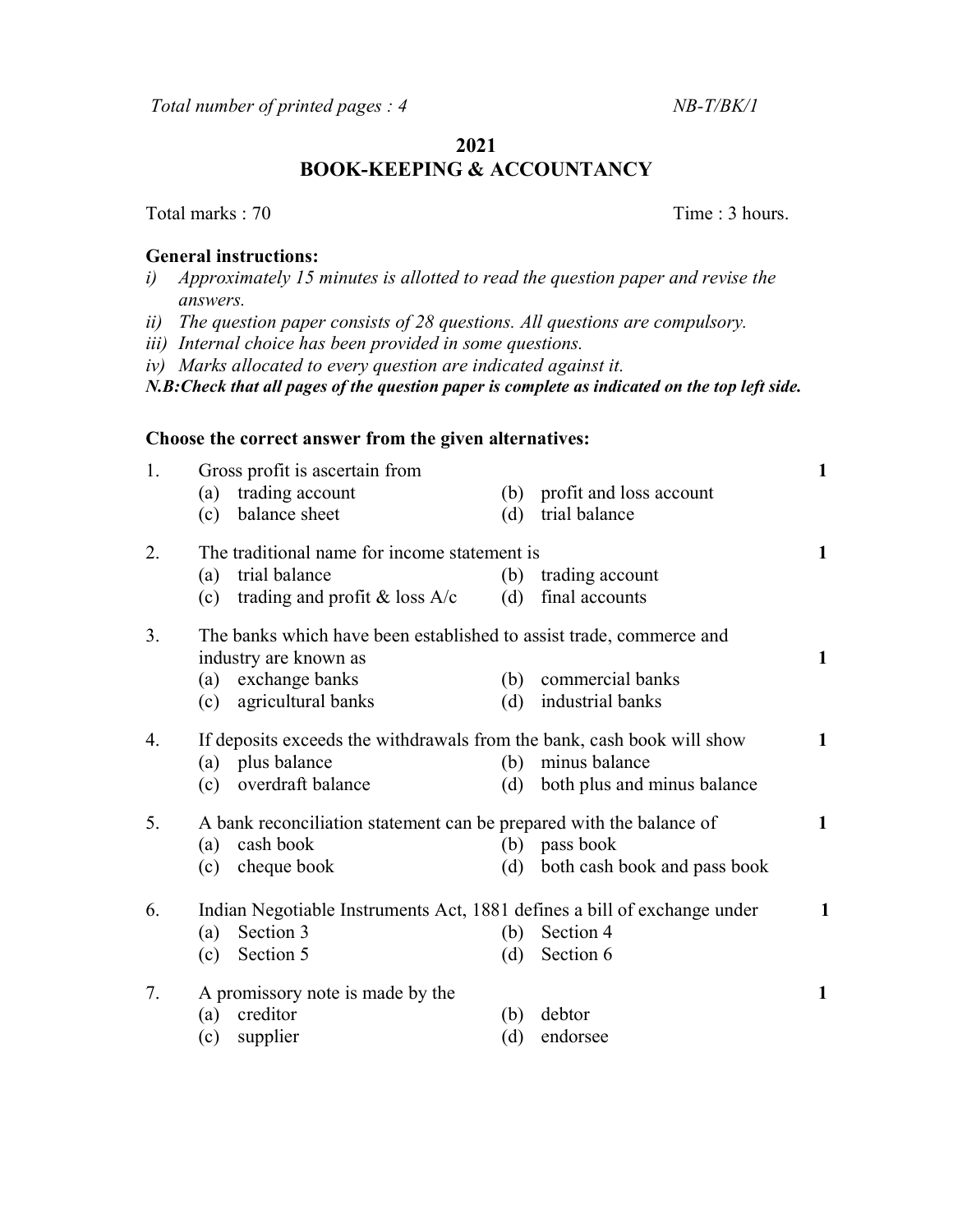*Total number of printed pages : 4* *NB-T/BK/1*

**2021**

**BOOK-KEEPING & ACCOUNTANCY**

Total marks : 70 Time : 3 hours.

**General instructions:**

*i) Approximately 15 minutes is allotted to read the question paper and revise the answers.*

*ii) The question paper consists of 28 questions. All questions are compulsory.*

*iii) Internal choice has been provided in some questions.*

*iv) Marks allocated to every question are indicated against it.*

***N.B:Check that all pages of the question paper is complete as indicated on the top left side.***

**Choose the correct answer from the given alternatives:**

1. Gross profit is ascertain from **1**
   (a) trading account (b) profit and loss account
   (c) balance sheet (d) trial balance

2. The traditional name for income statement is **1**
   (a) trial balance (b) trading account
   (c) trading and profit & loss A/c (d) final accounts

3. The banks which have been established to assist trade, commerce and industry are known as **1**
   (a) exchange banks (b) commercial banks
   (c) agricultural banks (d) industrial banks

4. If deposits exceeds the withdrawals from the bank, cash book will show **1**
   (a) plus balance (b) minus balance
   (c) overdraft balance (d) both plus and minus balance

5. A bank reconciliation statement can be prepared with the balance of **1**
   (a) cash book (b) pass book
   (c) cheque book (d) both cash book and pass book

6. Indian Negotiable Instruments Act, 1881 defines a bill of exchange under **1**
   (a) Section 3 (b) Section 4
   (c) Section 5 (d) Section 6

7. A promissory note is made by the **1**
   (a) creditor (b) debtor
   (c) supplier (d) endorsee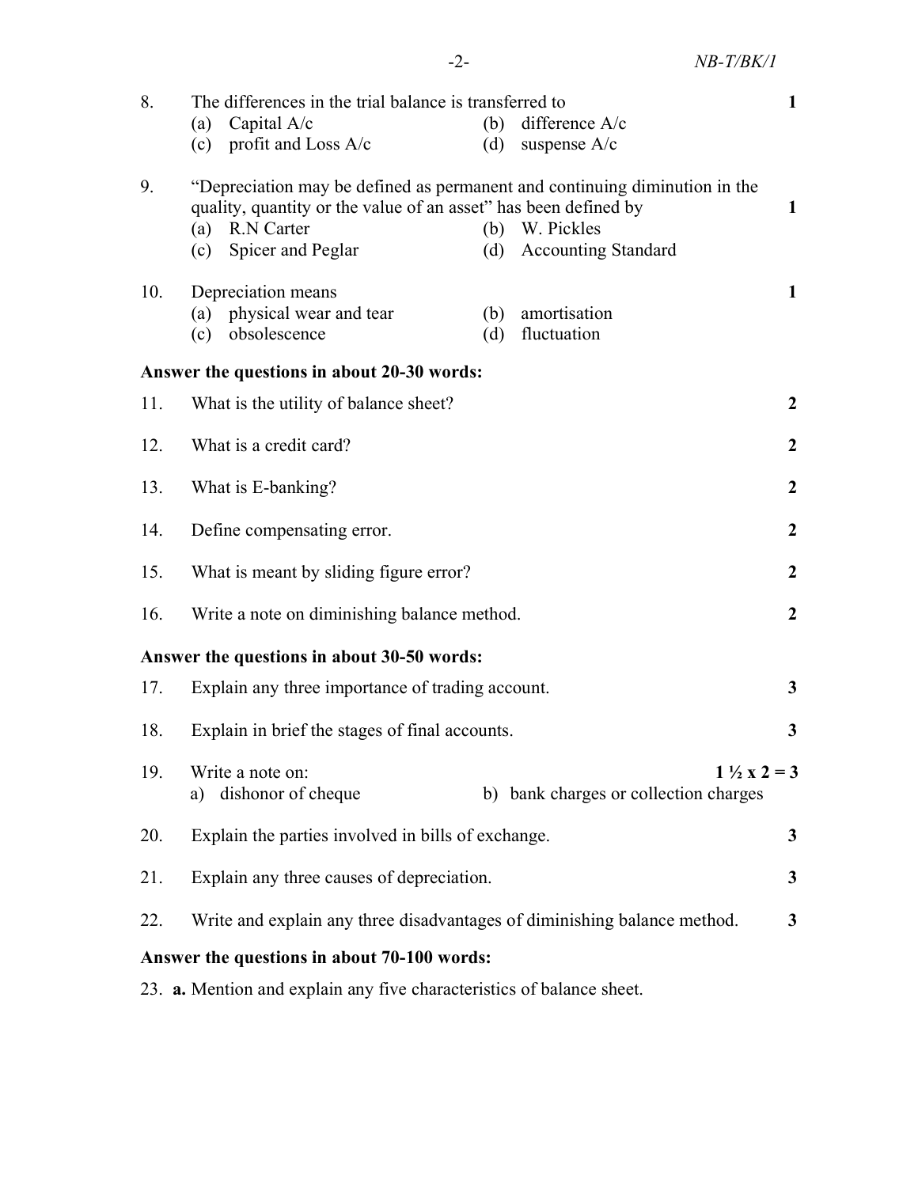8. The differences in the trial balance is transferred to **1**
   (a) Capital A/c (b) difference A/c
   (c) profit and Loss A/c (d) suspense A/c

9. "Depreciation may be defined as permanent and continuing diminution in the quality, quantity or the value of an asset" has been defined by **1**
   (a) R.N Carter (b) W. Pickles
   (c) Spicer and Peglar (d) Accounting Standard

10. Depreciation means **1**
    (a) physical wear and tear (b) amortisation
    (c) obsolescence (d) fluctuation

**Answer the questions in about 20-30 words:**

11. What is the utility of balance sheet? **2**

12. What is a credit card? **2**

13. What is E-banking? **2**

14. Define compensating error. **2**

15. What is meant by sliding figure error? **2**

16. Write a note on diminishing balance method. **2**

**Answer the questions in about 30-50 words:**

17. Explain any three importance of trading account. **3**

18. Explain in brief the stages of final accounts. **3**

19. Write a note on: **1 ½ x 2 = 3**
    a) dishonor of cheque b) bank charges or collection charges

20. Explain the parties involved in bills of exchange. **3**

21. Explain any three causes of depreciation. **3**

22. Write and explain any three disadvantages of diminishing balance method. **3**

**Answer the questions in about 70-100 words:**

23. **a.** Mention and explain any five characteristics of balance sheet.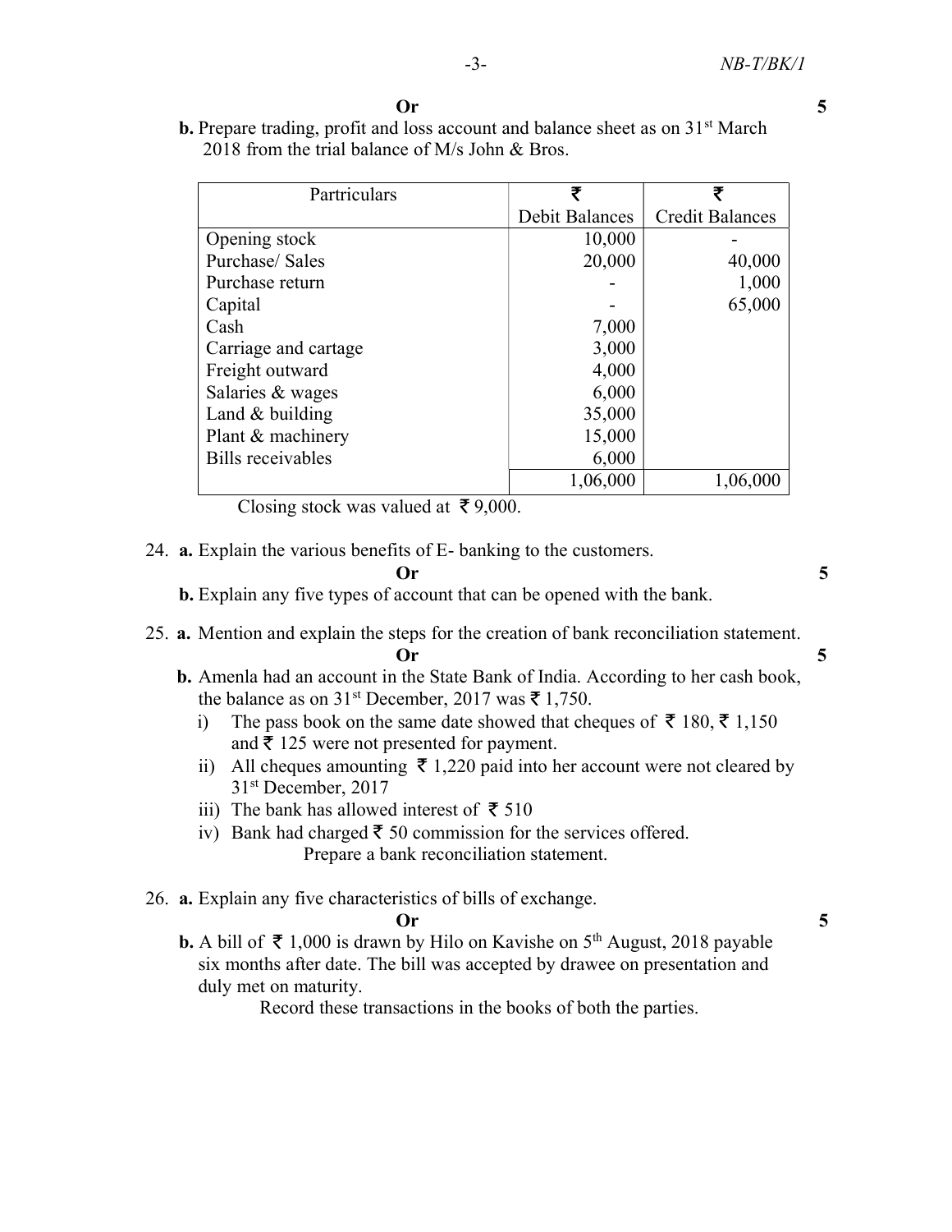**Or** **5**

**b.** Prepare trading, profit and loss account and balance sheet as on 31st March 2018 from the trial balance of M/s John & Bros.

| Partriculars | ₹ Debit Balances | ₹ Credit Balances |
|---|---|---|
| Opening stock | 10,000 | - |
| Purchase/ Sales | 20,000 | 40,000 |
| Purchase return | - | 1,000 |
| Capital | - | 65,000 |
| Cash | 7,000 | |
| Carriage and cartage | 3,000 | |
| Freight outward | 4,000 | |
| Salaries & wages | 6,000 | |
| Land & building | 35,000 | |
| Plant & machinery | 15,000 | |
| Bills receivables | 6,000 | |
| | 1,06,000 | 1,06,000 |

Closing stock was valued at ₹ 9,000.

24. **a.** Explain the various benefits of E- banking to the customers.

**Or** **5**

**b.** Explain any five types of account that can be opened with the bank.

25. **a.** Mention and explain the steps for the creation of bank reconciliation statement.

**Or** **5**

**b.** Amenla had an account in the State Bank of India. According to her cash book, the balance as on 31st December, 2017 was ₹ 1,750.

i) The pass book on the same date showed that cheques of ₹ 180, ₹ 1,150 and ₹ 125 were not presented for payment.

ii) All cheques amounting ₹ 1,220 paid into her account were not cleared by 31st December, 2017

iii) The bank has allowed interest of ₹ 510

iv) Bank had charged ₹ 50 commission for the services offered.

Prepare a bank reconciliation statement.

26. **a.** Explain any five characteristics of bills of exchange.

**Or** **5**

**b.** A bill of ₹ 1,000 is drawn by Hilo on Kavishe on 5th August, 2018 payable six months after date. The bill was accepted by drawee on presentation and duly met on maturity.

Record these transactions in the books of both the parties.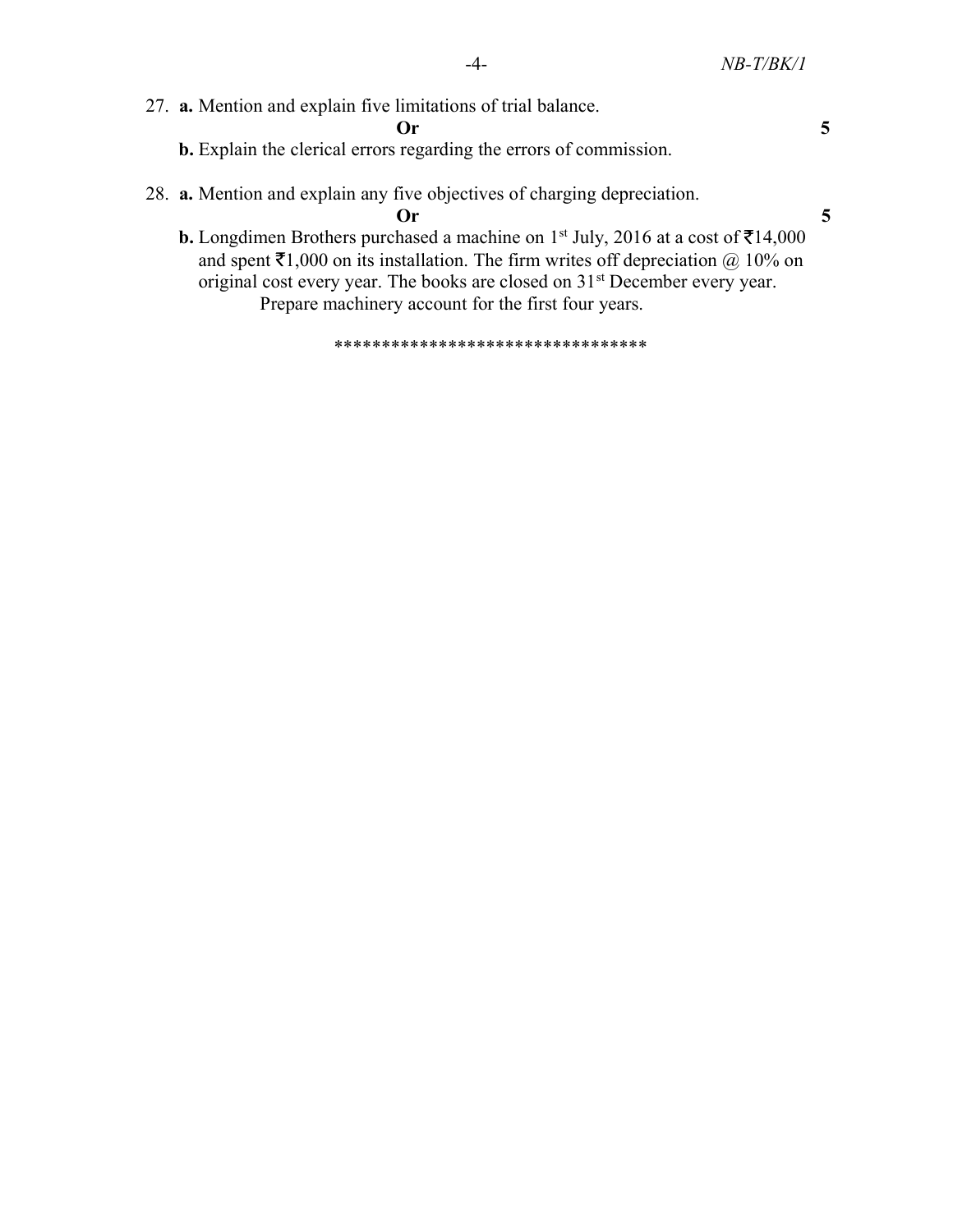27. **a.** Mention and explain five limitations of trial balance.

**Or** **5**

**b.** Explain the clerical errors regarding the errors of commission.

28. **a.** Mention and explain any five objectives of charging depreciation.

**Or** **5**

**b.** Longdimen Brothers purchased a machine on 1st July, 2016 at a cost of ₹14,000 and spent ₹1,000 on its installation. The firm writes off depreciation @ 10% on original cost every year. The books are closed on 31st December every year.

Prepare machinery account for the first four years.

*********************************